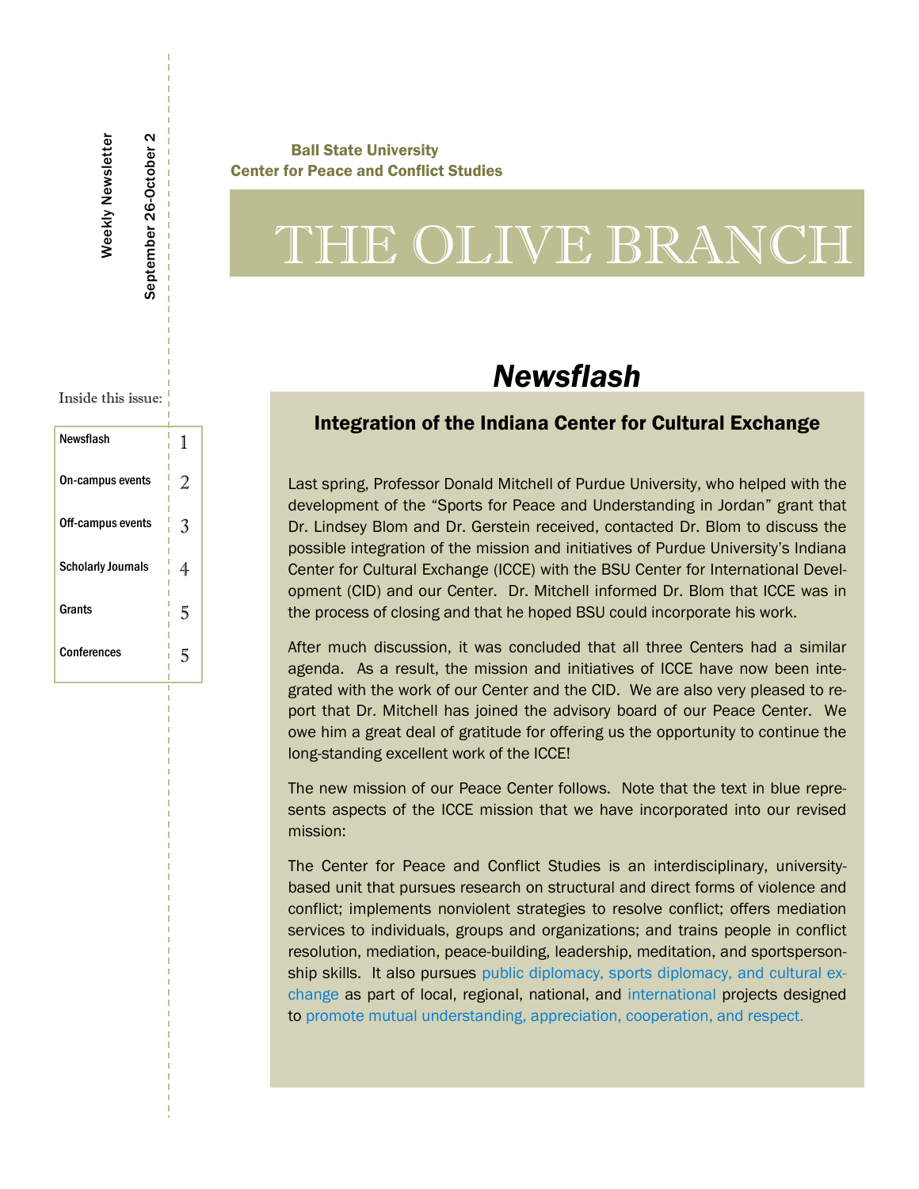Weekly Newsletter

September 26-October 2

**Ball State University**
**Center for Peace and Conflict Studies**

# THE OLIVE BRANCH

Inside this issue:

| | |
|---|---|
| Newsflash | 1 |
| On-campus events | 2 |
| Off-campus events | 3 |
| Scholarly Journals | 4 |
| Grants | 5 |
| Conferences | 5 |

## *Newsflash*

### Integration of the Indiana Center for Cultural Exchange

Last spring, Professor Donald Mitchell of Purdue University, who helped with the development of the "Sports for Peace and Understanding in Jordan" grant that Dr. Lindsey Blom and Dr. Gerstein received, contacted Dr. Blom to discuss the possible integration of the mission and initiatives of Purdue University's Indiana Center for Cultural Exchange (ICCE) with the BSU Center for International Development (CID) and our Center. Dr. Mitchell informed Dr. Blom that ICCE was in the process of closing and that he hoped BSU could incorporate his work.

After much discussion, it was concluded that all three Centers had a similar agenda. As a result, the mission and initiatives of ICCE have now been integrated with the work of our Center and the CID. We are also very pleased to report that Dr. Mitchell has joined the advisory board of our Peace Center. We owe him a great deal of gratitude for offering us the opportunity to continue the long-standing excellent work of the ICCE!

The new mission of our Peace Center follows. Note that the text in blue represents aspects of the ICCE mission that we have incorporated into our revised mission:

The Center for Peace and Conflict Studies is an interdisciplinary, university-based unit that pursues research on structural and direct forms of violence and conflict; implements nonviolent strategies to resolve conflict; offers mediation services to individuals, groups and organizations; and trains people in conflict resolution, mediation, peace-building, leadership, meditation, and sportspersonship skills. It also pursues public diplomacy, sports diplomacy, and cultural exchange as part of local, regional, national, and international projects designed to promote mutual understanding, appreciation, cooperation, and respect.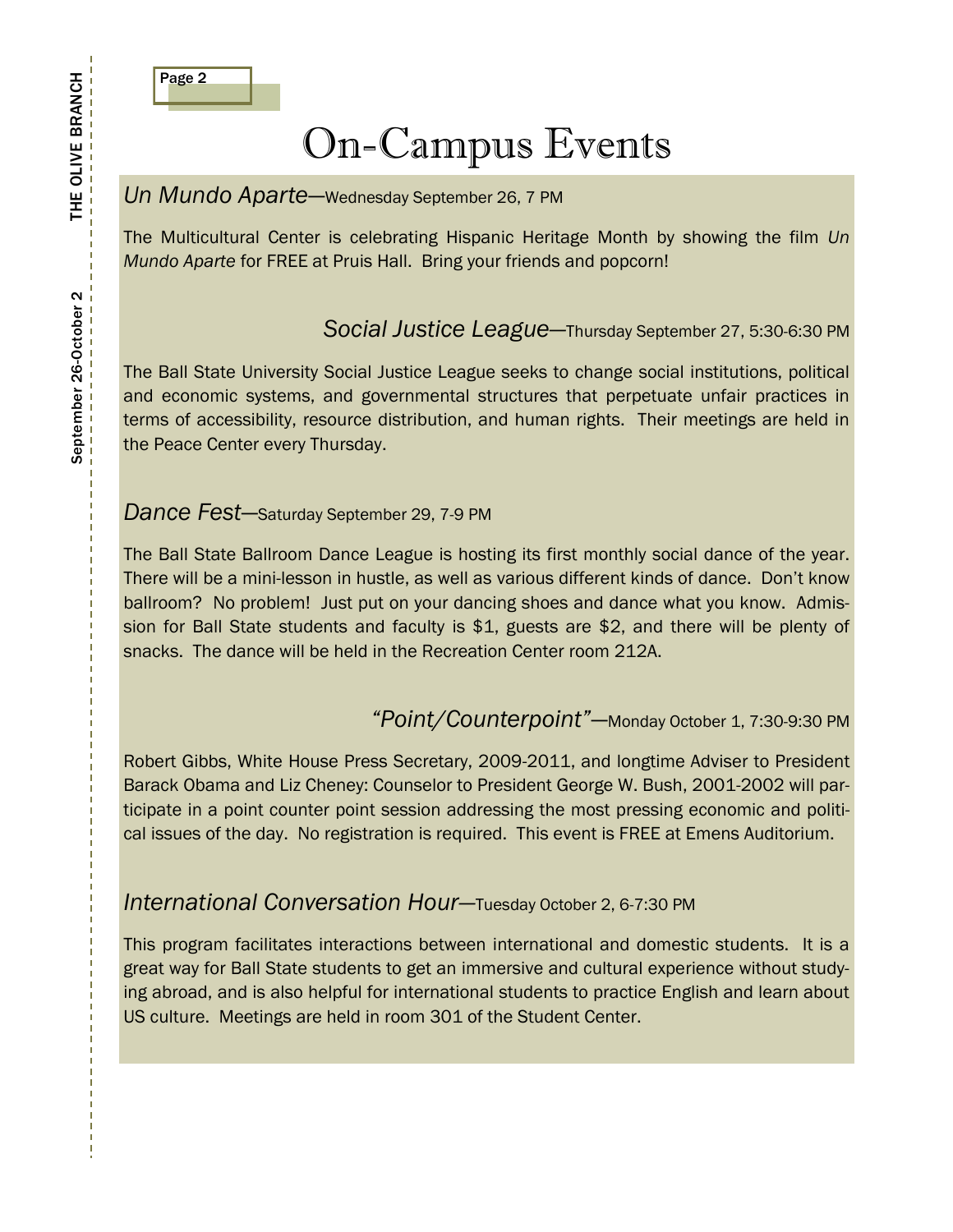# On-Campus Events

*Un Mundo Aparte*—Wednesday September 26, 7 PM

The Multicultural Center is celebrating Hispanic Heritage Month by showing the film *Un Mundo Aparte* for FREE at Pruis Hall. Bring your friends and popcorn!

*Social Justice League*—Thursday September 27, 5:30-6:30 PM

The Ball State University Social Justice League seeks to change social institutions, political and economic systems, and governmental structures that perpetuate unfair practices in terms of accessibility, resource distribution, and human rights. Their meetings are held in the Peace Center every Thursday.

*Dance Fest*—Saturday September 29, 7-9 PM

The Ball State Ballroom Dance League is hosting its first monthly social dance of the year. There will be a mini-lesson in hustle, as well as various different kinds of dance. Don't know ballroom? No problem! Just put on your dancing shoes and dance what you know. Admission for Ball State students and faculty is $1, guests are $2, and there will be plenty of snacks. The dance will be held in the Recreation Center room 212A.

*"Point/Counterpoint"*—Monday October 1, 7:30-9:30 PM

Robert Gibbs, White House Press Secretary, 2009-2011, and longtime Adviser to President Barack Obama and Liz Cheney: Counselor to President George W. Bush, 2001-2002 will participate in a point counter point session addressing the most pressing economic and political issues of the day. No registration is required. This event is FREE at Emens Auditorium.

*International Conversation Hour*—Tuesday October 2, 6-7:30 PM

This program facilitates interactions between international and domestic students. It is a great way for Ball State students to get an immersive and cultural experience without studying abroad, and is also helpful for international students to practice English and learn about US culture. Meetings are held in room 301 of the Student Center.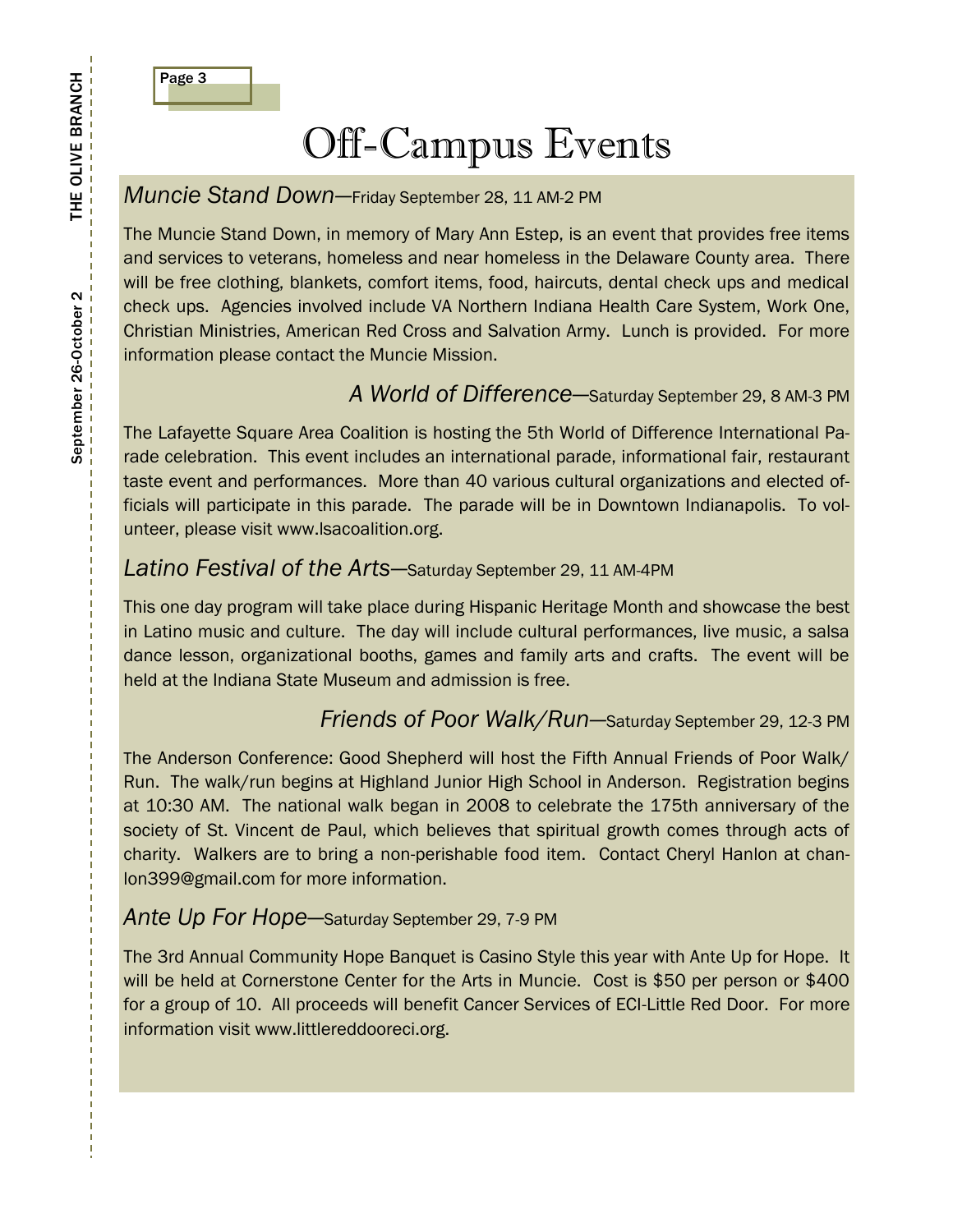# Off-Campus Events

*Muncie Stand Down*—Friday September 28, 11 AM-2 PM

The Muncie Stand Down, in memory of Mary Ann Estep, is an event that provides free items and services to veterans, homeless and near homeless in the Delaware County area. There will be free clothing, blankets, comfort items, food, haircuts, dental check ups and medical check ups. Agencies involved include VA Northern Indiana Health Care System, Work One, Christian Ministries, American Red Cross and Salvation Army. Lunch is provided. For more information please contact the Muncie Mission.

*A World of Difference*—Saturday September 29, 8 AM-3 PM

The Lafayette Square Area Coalition is hosting the 5th World of Difference International Parade celebration. This event includes an international parade, informational fair, restaurant taste event and performances. More than 40 various cultural organizations and elected officials will participate in this parade. The parade will be in Downtown Indianapolis. To volunteer, please visit www.lsacoalition.org.

*Latino Festival of the Arts*—Saturday September 29, 11 AM-4PM

This one day program will take place during Hispanic Heritage Month and showcase the best in Latino music and culture. The day will include cultural performances, live music, a salsa dance lesson, organizational booths, games and family arts and crafts. The event will be held at the Indiana State Museum and admission is free.

*Friends of Poor Walk/Run*—Saturday September 29, 12-3 PM

The Anderson Conference: Good Shepherd will host the Fifth Annual Friends of Poor Walk/Run. The walk/run begins at Highland Junior High School in Anderson. Registration begins at 10:30 AM. The national walk began in 2008 to celebrate the 175th anniversary of the society of St. Vincent de Paul, which believes that spiritual growth comes through acts of charity. Walkers are to bring a non-perishable food item. Contact Cheryl Hanlon at chanlon399@gmail.com for more information.

*Ante Up For Hope*—Saturday September 29, 7-9 PM

The 3rd Annual Community Hope Banquet is Casino Style this year with Ante Up for Hope. It will be held at Cornerstone Center for the Arts in Muncie. Cost is $50 per person or $400 for a group of 10. All proceeds will benefit Cancer Services of ECI-Little Red Door. For more information visit www.littlereddooreci.org.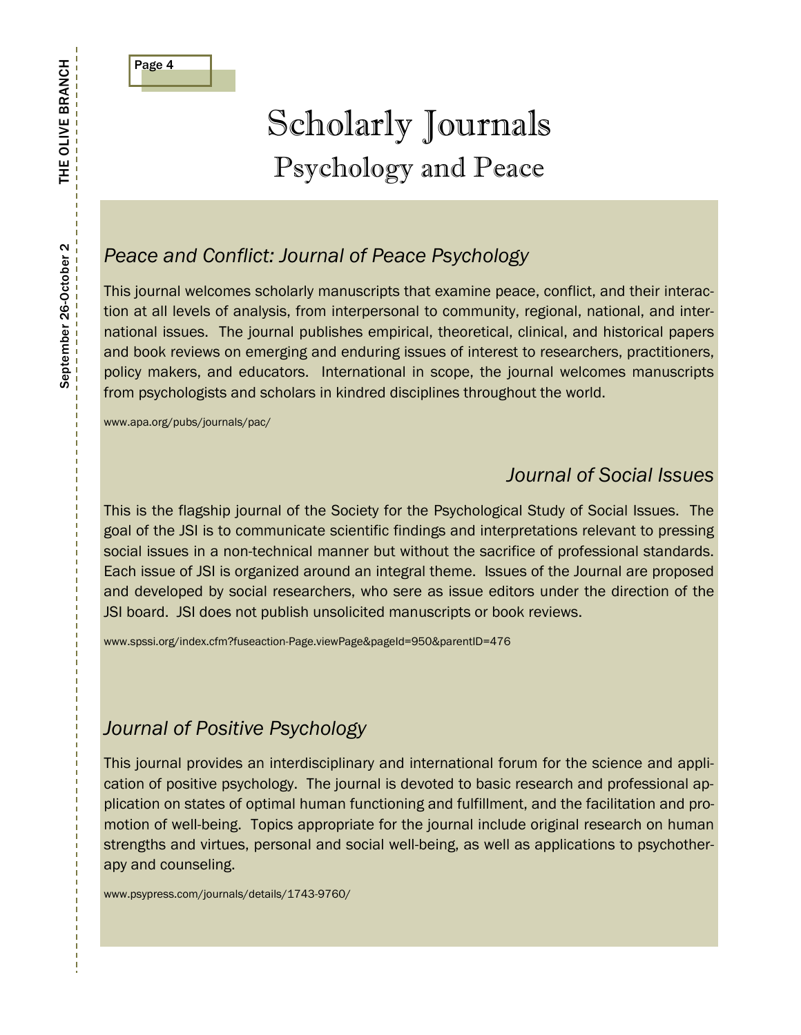# Scholarly Journals

## Psychology and Peace

### *Peace and Conflict: Journal of Peace Psychology*

This journal welcomes scholarly manuscripts that examine peace, conflict, and their interaction at all levels of analysis, from interpersonal to community, regional, national, and international issues. The journal publishes empirical, theoretical, clinical, and historical papers and book reviews on emerging and enduring issues of interest to researchers, practitioners, policy makers, and educators. International in scope, the journal welcomes manuscripts from psychologists and scholars in kindred disciplines throughout the world.

www.apa.org/pubs/journals/pac/

### *Journal of Social Issues*

This is the flagship journal of the Society for the Psychological Study of Social Issues. The goal of the JSI is to communicate scientific findings and interpretations relevant to pressing social issues in a non-technical manner but without the sacrifice of professional standards. Each issue of JSI is organized around an integral theme. Issues of the Journal are proposed and developed by social researchers, who sere as issue editors under the direction of the JSI board. JSI does not publish unsolicited manuscripts or book reviews.

www.spssi.org/index.cfm?fuseaction-Page.viewPage&pageId=950&parentID=476

### *Journal of Positive Psychology*

This journal provides an interdisciplinary and international forum for the science and application of positive psychology. The journal is devoted to basic research and professional application on states of optimal human functioning and fulfillment, and the facilitation and promotion of well-being. Topics appropriate for the journal include original research on human strengths and virtues, personal and social well-being, as well as applications to psychotherapy and counseling.

www.psypress.com/journals/details/1743-9760/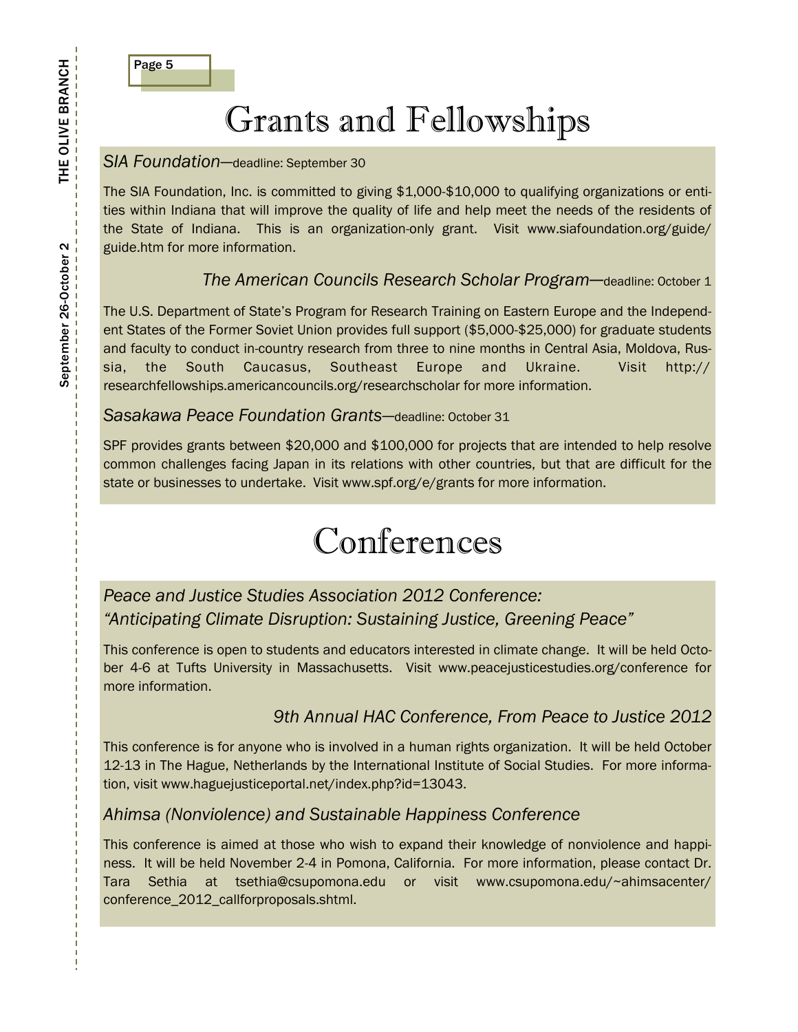# Grants and Fellowships

*SIA Foundation*—deadline: September 30

The SIA Foundation, Inc. is committed to giving $1,000-$10,000 to qualifying organizations or entities within Indiana that will improve the quality of life and help meet the needs of the residents of the State of Indiana. This is an organization-only grant. Visit www.siafoundation.org/guide/guide.htm for more information.

*The American Councils Research Scholar Program*—deadline: October 1

The U.S. Department of State's Program for Research Training on Eastern Europe and the Independent States of the Former Soviet Union provides full support ($5,000-$25,000) for graduate students and faculty to conduct in-country research from three to nine months in Central Asia, Moldova, Russia, the South Caucasus, Southeast Europe and Ukraine. Visit http://researchfellowships.americancouncils.org/researchscholar for more information.

*Sasakawa Peace Foundation Grants*—deadline: October 31

SPF provides grants between $20,000 and $100,000 for projects that are intended to help resolve common challenges facing Japan in its relations with other countries, but that are difficult for the state or businesses to undertake. Visit www.spf.org/e/grants for more information.

# Conferences

*Peace and Justice Studies Association 2012 Conference: "Anticipating Climate Disruption: Sustaining Justice, Greening Peace"*

This conference is open to students and educators interested in climate change. It will be held October 4-6 at Tufts University in Massachusetts. Visit www.peacejusticestudies.org/conference for more information.

*9th Annual HAC Conference, From Peace to Justice 2012*

This conference is for anyone who is involved in a human rights organization. It will be held October 12-13 in The Hague, Netherlands by the International Institute of Social Studies. For more information, visit www.haguejusticeportal.net/index.php?id=13043.

*Ahimsa (Nonviolence) and Sustainable Happiness Conference*

This conference is aimed at those who wish to expand their knowledge of nonviolence and happiness. It will be held November 2-4 in Pomona, California. For more information, please contact Dr. Tara Sethia at tsethia@csupomona.edu or visit www.csupomona.edu/~ahimsacenter/conference_2012_callforproposals.shtml.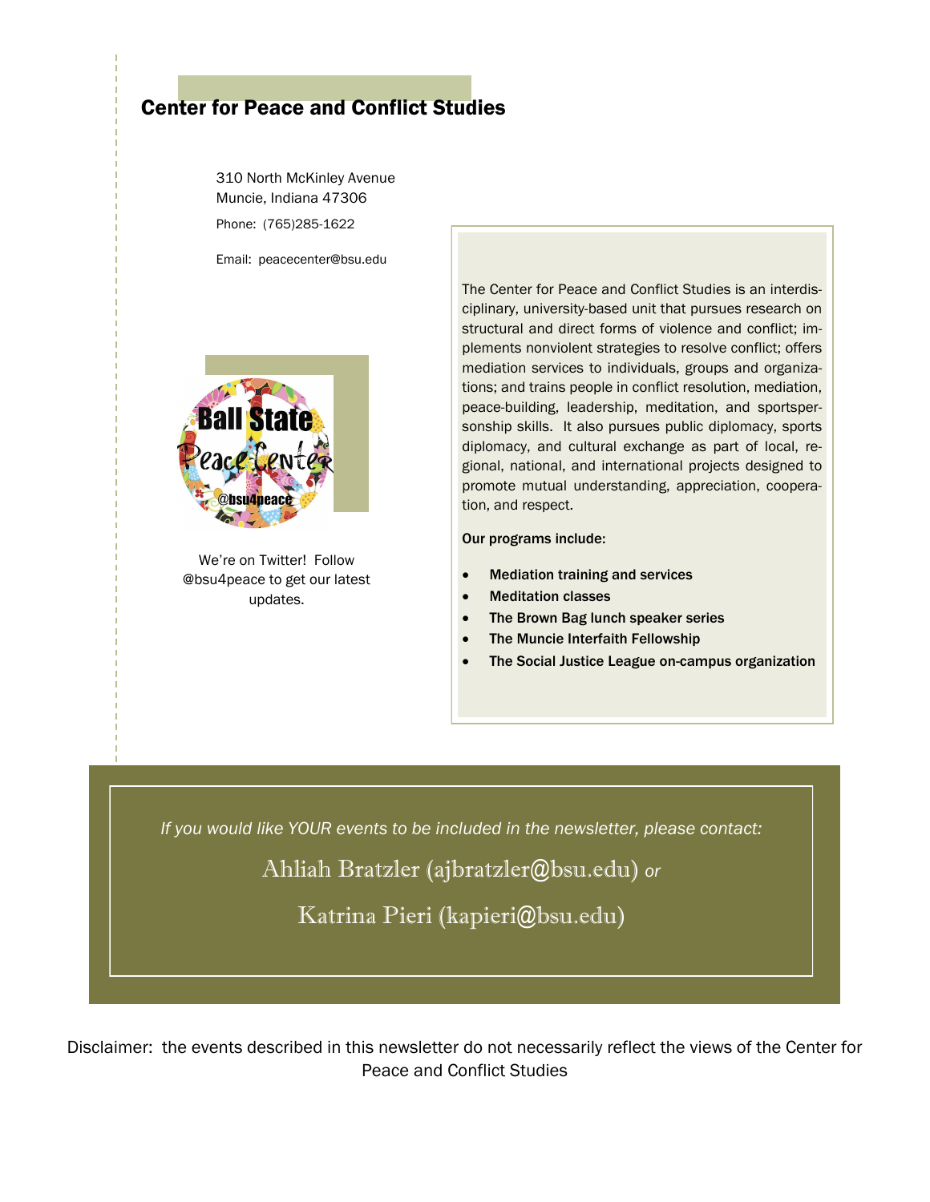## Center for Peace and Conflict Studies

310 North McKinley Avenue
Muncie, Indiana 47306

Phone: (765)285-1622

Email: peacecenter@bsu.edu

We're on Twitter! Follow @bsu4peace to get our latest updates.

The Center for Peace and Conflict Studies is an interdisciplinary, university-based unit that pursues research on structural and direct forms of violence and conflict; implements nonviolent strategies to resolve conflict; offers mediation services to individuals, groups and organizations; and trains people in conflict resolution, mediation, peace-building, leadership, meditation, and sportspersonship skills. It also pursues public diplomacy, sports diplomacy, and cultural exchange as part of local, regional, national, and international projects designed to promote mutual understanding, appreciation, cooperation, and respect.

**Our programs include:**

- **Mediation training and services**
- **Meditation classes**
- **The Brown Bag lunch speaker series**
- **The Muncie Interfaith Fellowship**
- **The Social Justice League on-campus organization**

*If you would like YOUR events to be included in the newsletter, please contact:*

Ahliah Bratzler (ajbratzler@bsu.edu) *or*

Katrina Pieri (kapieri@bsu.edu)

Disclaimer: the events described in this newsletter do not necessarily reflect the views of the Center for Peace and Conflict Studies